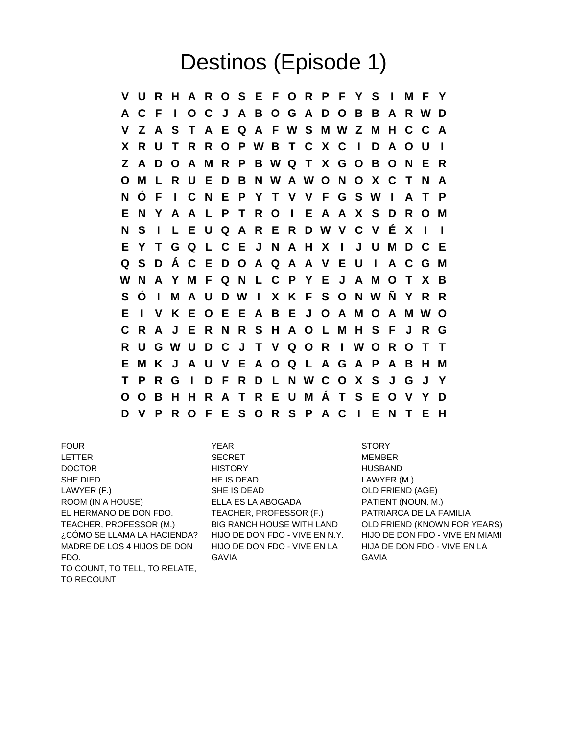# Destinos (Episode 1)

```
V U R H A R O S E F O R P F Y S I M F Y
A C F I O C J A B O G A D O B B A R W D
V Z A S T A E Q A F W S M W Z M H C C A
X R U T R R O P W B T C X C I D A O U I
Z A D O A M R P B W Q T X G O B O N E R
O M L R U E D B N W A W O N O X C T N A
N Ó F I C N E P Y T V V F G S W I A T P
E N Y A A L P T R O I E A A X S D R O M
N S I L E U Q A R E R D W V C V É X I I
E Y T G Q L C E J N A H X I J U M D C E
Q S D Á C E D O A Q A A V E U I A C G M
W N A Y M F Q N L C P Y E J A M O T X B
S Ó I M A U D W I X K F S O N W Ñ Y R R
E I V K E O E E A B E J O A M O A M W O
C R A J E R N R S H A O L M H S F J R G
R U G W U D C J T V Q O R I W O R O T T
E M K J A U V E A O Q L A G A P A B H M
T P R G I D F R D L N W C O X S J G J Y
O O B H H R A T R E U M Á T S E O V Y D
D V P R O F E S O R S P A C I E N T E H
```

FOUR
LETTER
DOCTOR
SHE DIED
LAWYER (F.)
ROOM (IN A HOUSE)
EL HERMANO DE DON FDO.
TEACHER, PROFESSOR (M.)
¿CÓMO SE LLAMA LA HACIENDA?
MADRE DE LOS 4 HIJOS DE DON FDO.
TO COUNT, TO TELL, TO RELATE, TO RECOUNT

YEAR
SECRET
HISTORY
HE IS DEAD
SHE IS DEAD
ELLA ES LA ABOGADA
TEACHER, PROFESSOR (F.)
BIG RANCH HOUSE WITH LAND
HIJO DE DON FDO - VIVE EN N.Y.
HIJO DE DON FDO - VIVE EN LA GAVIA

STORY
MEMBER
HUSBAND
LAWYER (M.)
OLD FRIEND (AGE)
PATIENT (NOUN, M.)
PATRIARCA DE LA FAMILIA
OLD FRIEND (KNOWN FOR YEARS)
HIJO DE DON FDO - VIVE EN MIAMI
HIJA DE DON FDO - VIVE EN LA GAVIA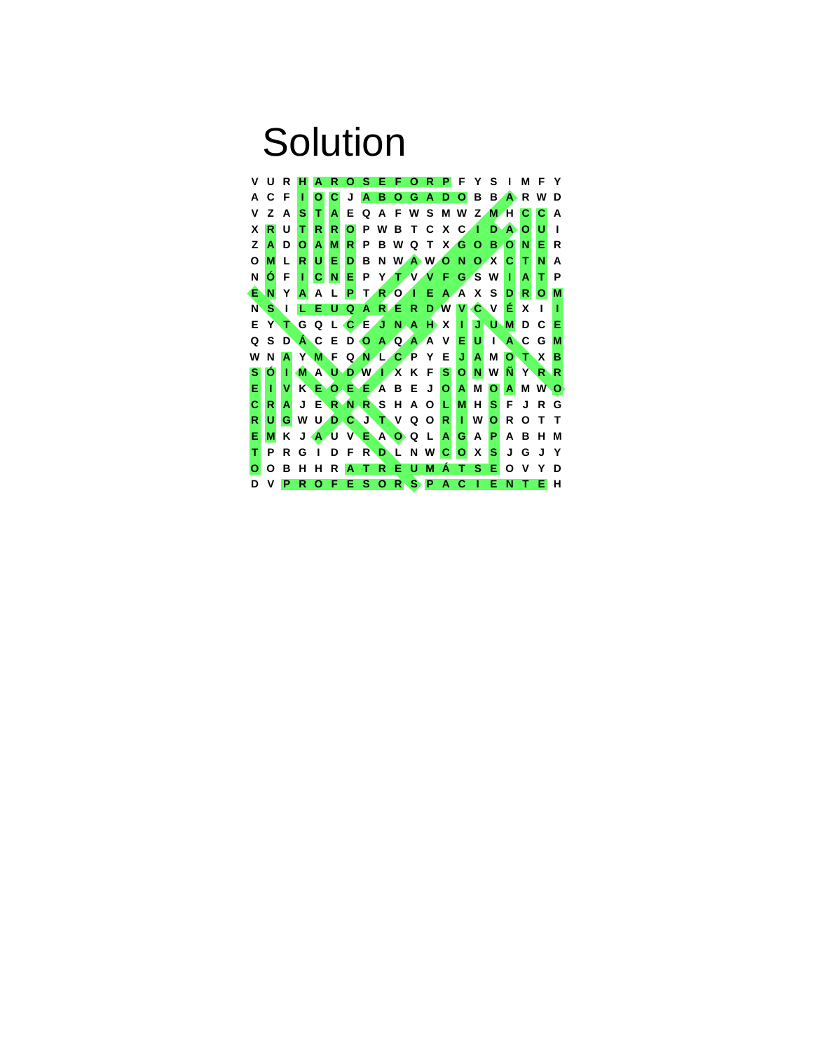# Solution

| | | | | | | | | | | | | | | | | | | | |
|---|---|---|---|---|---|---|---|---|---|---|---|---|---|---|---|---|---|---|---|
| V | U | R | H | A | R | O | S | E | F | O | R | P | F | Y | S | I | M | F | Y |
| A | C | F | I | O | C | J | A | B | O | G | A | D | O | B | B | A | R | W | D |
| V | Z | A | S | T | A | E | Q | A | F | W | S | M | W | Z | M | H | C | C | A |
| X | R | U | T | R | R | O | P | W | B | T | C | X | C | I | D | A | O | U | I |
| Z | A | D | O | A | M | R | P | B | W | Q | T | X | G | O | B | O | N | E | R |
| O | M | L | R | U | E | D | B | N | W | A | W | O | N | O | X | C | T | N | A |
| N | Ó | F | I | C | N | E | P | Y | T | V | V | F | G | S | W | I | A | T | P |
| E | N | Y | A | A | L | P | T | R | O | I | E | A | A | X | S | D | R | O | M |
| N | S | I | L | E | U | Q | A | R | E | R | D | W | V | C | V | É | X | I | I |
| E | Y | T | G | Q | L | C | E | J | N | A | H | X | I | J | U | M | D | C | E |
| Q | S | D | Á | C | E | D | O | A | Q | A | A | V | E | U | I | A | C | G | M |
| W | N | A | Y | M | F | Q | N | L | C | P | Y | E | J | A | M | O | T | X | B |
| S | Ó | I | M | A | U | D | W | I | X | K | F | S | O | N | W | Ñ | Y | R | R |
| E | I | V | K | E | O | E | E | A | B | E | J | O | A | M | O | A | M | W | O |
| C | R | A | J | E | R | N | R | S | H | A | O | L | M | H | S | F | J | R | G |
| R | U | G | W | U | D | C | J | T | V | Q | O | R | I | W | O | R | O | T | T |
| E | M | K | J | A | U | V | E | A | O | Q | L | A | G | A | P | A | B | H | M |
| T | P | R | G | I | D | F | R | D | L | N | W | C | O | X | S | J | G | J | Y |
| O | O | B | H | H | R | A | T | R | E | U | M | Á | T | S | E | O | V | Y | D |
| D | V | P | R | O | F | E | S | O | R | S | P | A | C | I | E | N | T | E | H |